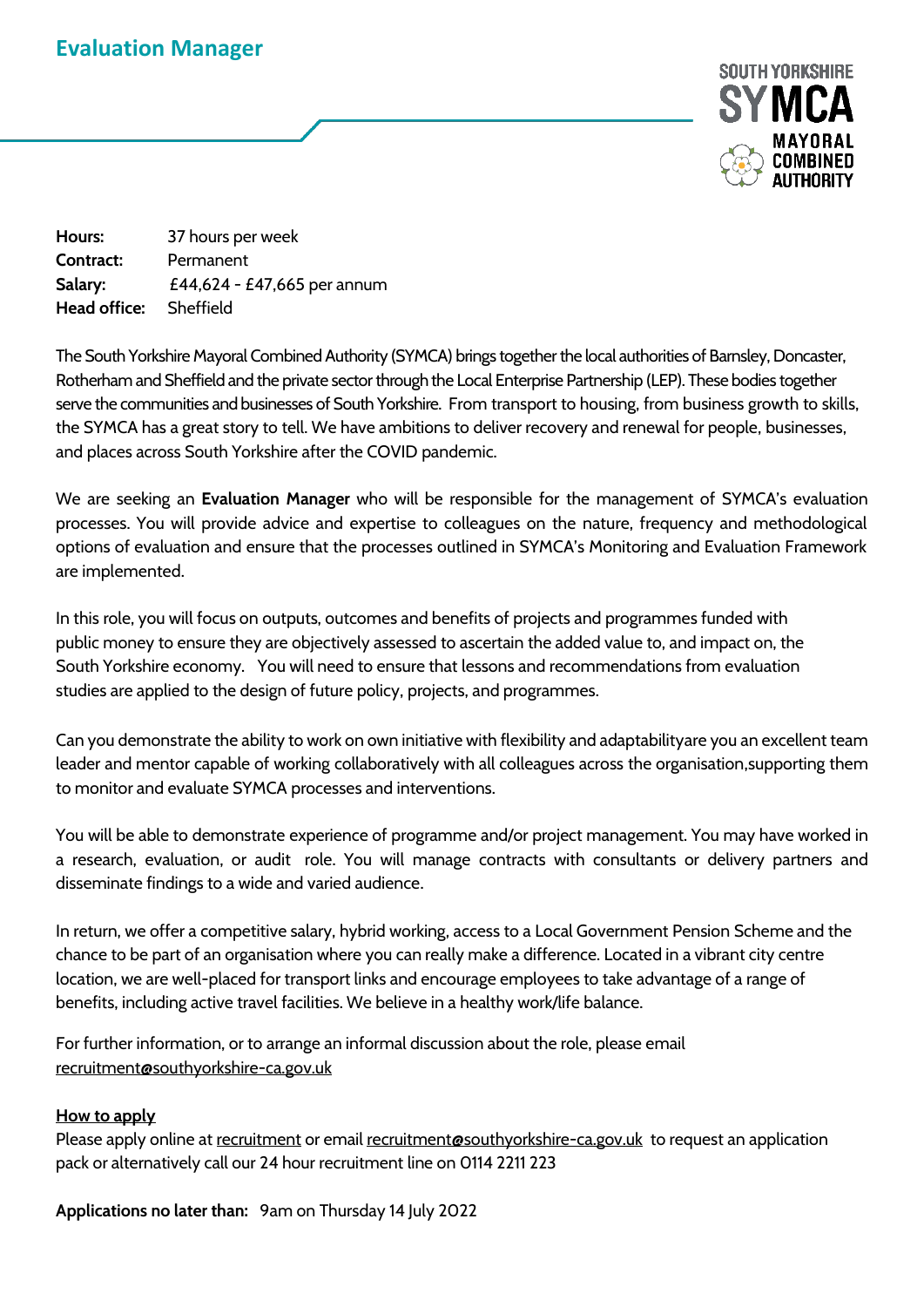# Evaluation Manager

SOUTH YORKSHIRE
SYMCA
MAYORAL COMBINED AUTHORITY

**Hours:** 37 hours per week
**Contract:** Permanent
**Salary:** £44,624 - £47,665 per annum
**Head office:** Sheffield

The South Yorkshire Mayoral Combined Authority (SYMCA) brings together the local authorities of Barnsley, Doncaster, Rotherham and Sheffield and the private sector through the Local Enterprise Partnership (LEP). These bodies together serve the communities and businesses of South Yorkshire. From transport to housing, from business growth to skills, the SYMCA has a great story to tell. We have ambitions to deliver recovery and renewal for people, businesses, and places across South Yorkshire after the COVID pandemic.

We are seeking an **Evaluation Manager** who will be responsible for the management of SYMCA's evaluation processes. You will provide advice and expertise to colleagues on the nature, frequency and methodological options of evaluation and ensure that the processes outlined in SYMCA's Monitoring and Evaluation Framework are implemented.

In this role, you will focus on outputs, outcomes and benefits of projects and programmes funded with public money to ensure they are objectively assessed to ascertain the added value to, and impact on, the South Yorkshire economy. You will need to ensure that lessons and recommendations from evaluation studies are applied to the design of future policy, projects, and programmes.

Can you demonstrate the ability to work on own initiative with flexibility and adaptabilityare you an excellent team leader and mentor capable of working collaboratively with all colleagues across the organisation,supporting them to monitor and evaluate SYMCA processes and interventions.

You will be able to demonstrate experience of programme and/or project management. You may have worked in a research, evaluation, or audit role. You will manage contracts with consultants or delivery partners and disseminate findings to a wide and varied audience.

In return, we offer a competitive salary, hybrid working, access to a Local Government Pension Scheme and the chance to be part of an organisation where you can really make a difference. Located in a vibrant city centre location, we are well-placed for transport links and encourage employees to take advantage of a range of benefits, including active travel facilities. We believe in a healthy work/life balance.

For further information, or to arrange an informal discussion about the role, please email recruitment@southyorkshire-ca.gov.uk

**How to apply**

Please apply online at recruitment or email recruitment@southyorkshire-ca.gov.uk to request an application pack or alternatively call our 24 hour recruitment line on 0114 2211 223

**Applications no later than:** 9am on Thursday 14 July 2022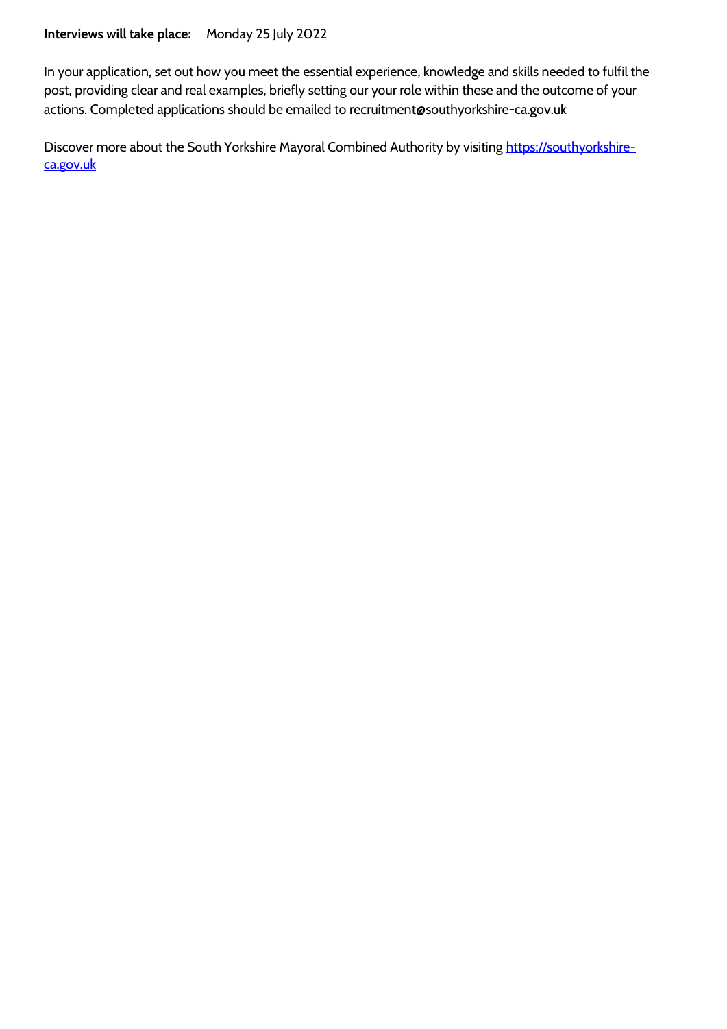**Interviews will take place:** Monday 25 July 2022

In your application, set out how you meet the essential experience, knowledge and skills needed to fulfil the post, providing clear and real examples, briefly setting our your role within these and the outcome of your actions. Completed applications should be emailed to recruitment@southyorkshire-ca.gov.uk

Discover more about the South Yorkshire Mayoral Combined Authority by visiting https://southyorkshire-ca.gov.uk